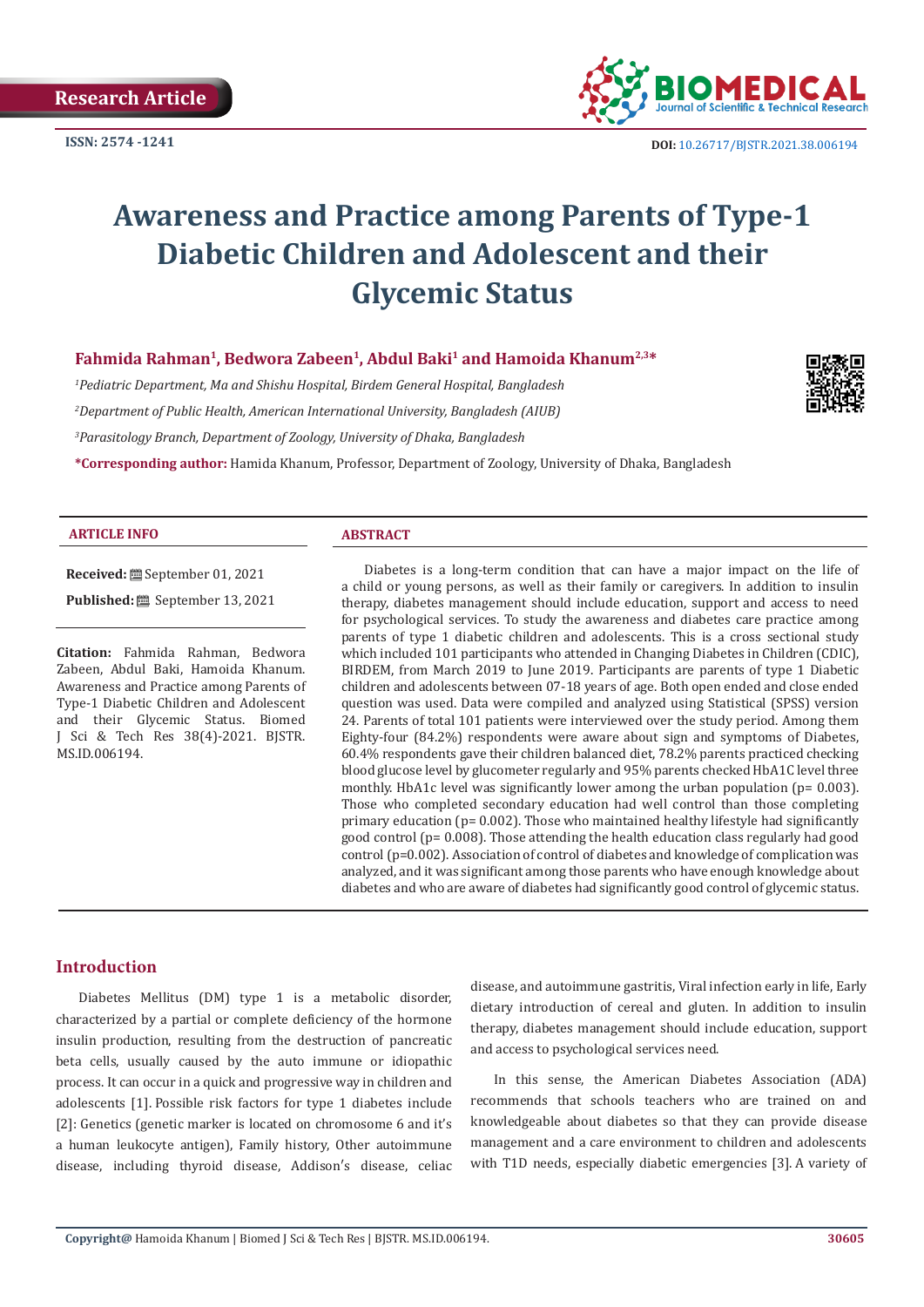Research Article

ISSN: 2574 -1241

DOI: 10.26717/BJSTR.2021.38.006194

# Awareness and Practice among Parents of Type-1 Diabetic Children and Adolescent and their Glycemic Status

**Fahmida Rahman[1], Bedwora Zabeen[1], Abdul Baki[1] and Hamoida Khanum[2,3]***

*[1]Pediatric Department, Ma and Shishu Hospital, Birdem General Hospital, Bangladesh*

*[2]Department of Public Health, American International University, Bangladesh (AIUB)*

*[3]Parasitology Branch, Department of Zoology, University of Dhaka, Bangladesh*

***Corresponding author:** Hamida Khanum, Professor, Department of Zoology, University of Dhaka, Bangladesh

**ARTICLE INFO**

**Received:** September 01, 2021

**Published:** September 13, 2021

**Citation:** Fahmida Rahman, Bedwora Zabeen, Abdul Baki, Hamoida Khanum. Awareness and Practice among Parents of Type-1 Diabetic Children and Adolescent and their Glycemic Status. Biomed J Sci & Tech Res 38(4)-2021. BJSTR. MS.ID.006194.

**ABSTRACT**

Diabetes is a long-term condition that can have a major impact on the life of a child or young persons, as well as their family or caregivers. In addition to insulin therapy, diabetes management should include education, support and access to need for psychological services. To study the awareness and diabetes care practice among parents of type 1 diabetic children and adolescents. This is a cross sectional study which included 101 participants who attended in Changing Diabetes in Children (CDIC), BIRDEM, from March 2019 to June 2019. Participants are parents of type 1 Diabetic children and adolescents between 07-18 years of age. Both open ended and close ended question was used. Data were compiled and analyzed using Statistical (SPSS) version 24. Parents of total 101 patients were interviewed over the study period. Among them Eighty-four (84.2%) respondents were aware about sign and symptoms of Diabetes, 60.4% respondents gave their children balanced diet, 78.2% parents practiced checking blood glucose level by glucometer regularly and 95% parents checked HbA1C level three monthly. HbA1c level was significantly lower among the urban population (p= 0.003). Those who completed secondary education had well control than those completing primary education (p= 0.002). Those who maintained healthy lifestyle had significantly good control (p= 0.008). Those attending the health education class regularly had good control (p=0.002). Association of control of diabetes and knowledge of complication was analyzed, and it was significant among those parents who have enough knowledge about diabetes and who are aware of diabetes had significantly good control of glycemic status.

## Introduction

Diabetes Mellitus (DM) type 1 is a metabolic disorder, characterized by a partial or complete deficiency of the hormone insulin production, resulting from the destruction of pancreatic beta cells, usually caused by the auto immune or idiopathic process. It can occur in a quick and progressive way in children and adolescents [1]. Possible risk factors for type 1 diabetes include [2]: Genetics (genetic marker is located on chromosome 6 and it's a human leukocyte antigen), Family history, Other autoimmune disease, including thyroid disease, Addison's disease, celiac disease, and autoimmune gastritis, Viral infection early in life, Early dietary introduction of cereal and gluten. In addition to insulin therapy, diabetes management should include education, support and access to psychological services need.

In this sense, the American Diabetes Association (ADA) recommends that schools teachers who are trained on and knowledgeable about diabetes so that they can provide disease management and a care environment to children and adolescents with T1D needs, especially diabetic emergencies [3]. A variety of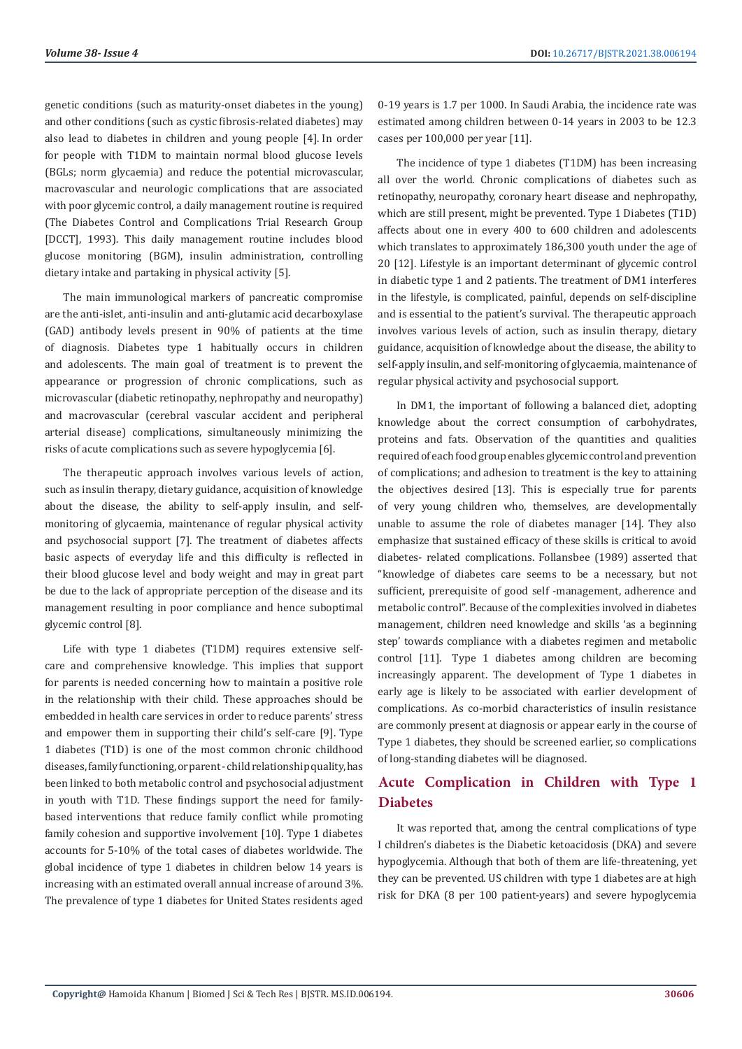genetic conditions (such as maturity-onset diabetes in the young) and other conditions (such as cystic fibrosis-related diabetes) may also lead to diabetes in children and young people [4]. In order for people with T1DM to maintain normal blood glucose levels (BGLs; norm glycaemia) and reduce the potential microvascular, macrovascular and neurologic complications that are associated with poor glycemic control, a daily management routine is required (The Diabetes Control and Complications Trial Research Group [DCCT], 1993). This daily management routine includes blood glucose monitoring (BGM), insulin administration, controlling dietary intake and partaking in physical activity [5].

The main immunological markers of pancreatic compromise are the anti-islet, anti-insulin and anti-glutamic acid decarboxylase (GAD) antibody levels present in 90% of patients at the time of diagnosis. Diabetes type 1 habitually occurs in children and adolescents. The main goal of treatment is to prevent the appearance or progression of chronic complications, such as microvascular (diabetic retinopathy, nephropathy and neuropathy) and macrovascular (cerebral vascular accident and peripheral arterial disease) complications, simultaneously minimizing the risks of acute complications such as severe hypoglycemia [6].

The therapeutic approach involves various levels of action, such as insulin therapy, dietary guidance, acquisition of knowledge about the disease, the ability to self-apply insulin, and self-monitoring of glycaemia, maintenance of regular physical activity and psychosocial support [7]. The treatment of diabetes affects basic aspects of everyday life and this difficulty is reflected in their blood glucose level and body weight and may in great part be due to the lack of appropriate perception of the disease and its management resulting in poor compliance and hence suboptimal glycemic control [8].

Life with type 1 diabetes (T1DM) requires extensive self-care and comprehensive knowledge. This implies that support for parents is needed concerning how to maintain a positive role in the relationship with their child. These approaches should be embedded in health care services in order to reduce parents' stress and empower them in supporting their child's self-care [9]. Type 1 diabetes (T1D) is one of the most common chronic childhood diseases, family functioning, or parent - child relationship quality, has been linked to both metabolic control and psychosocial adjustment in youth with T1D. These findings support the need for family-based interventions that reduce family conflict while promoting family cohesion and supportive involvement [10]. Type 1 diabetes accounts for 5-10% of the total cases of diabetes worldwide. The global incidence of type 1 diabetes in children below 14 years is increasing with an estimated overall annual increase of around 3%. The prevalence of type 1 diabetes for United States residents aged 0-19 years is 1.7 per 1000. In Saudi Arabia, the incidence rate was estimated among children between 0-14 years in 2003 to be 12.3 cases per 100,000 per year [11].

The incidence of type 1 diabetes (T1DM) has been increasing all over the world. Chronic complications of diabetes such as retinopathy, neuropathy, coronary heart disease and nephropathy, which are still present, might be prevented. Type 1 Diabetes (T1D) affects about one in every 400 to 600 children and adolescents which translates to approximately 186,300 youth under the age of 20 [12]. Lifestyle is an important determinant of glycemic control in diabetic type 1 and 2 patients. The treatment of DM1 interferes in the lifestyle, is complicated, painful, depends on self-discipline and is essential to the patient's survival. The therapeutic approach involves various levels of action, such as insulin therapy, dietary guidance, acquisition of knowledge about the disease, the ability to self-apply insulin, and self-monitoring of glycaemia, maintenance of regular physical activity and psychosocial support.

In DM1, the important of following a balanced diet, adopting knowledge about the correct consumption of carbohydrates, proteins and fats. Observation of the quantities and qualities required of each food group enables glycemic control and prevention of complications; and adhesion to treatment is the key to attaining the objectives desired [13]. This is especially true for parents of very young children who, themselves, are developmentally unable to assume the role of diabetes manager [14]. They also emphasize that sustained efficacy of these skills is critical to avoid diabetes- related complications. Follansbee (1989) asserted that "knowledge of diabetes care seems to be a necessary, but not sufficient, prerequisite of good self -management, adherence and metabolic control". Because of the complexities involved in diabetes management, children need knowledge and skills 'as a beginning step' towards compliance with a diabetes regimen and metabolic control [11]. Type 1 diabetes among children are becoming increasingly apparent. The development of Type 1 diabetes in early age is likely to be associated with earlier development of complications. As co-morbid characteristics of insulin resistance are commonly present at diagnosis or appear early in the course of Type 1 diabetes, they should be screened earlier, so complications of long-standing diabetes will be diagnosed.

## Acute Complication in Children with Type 1 Diabetes

It was reported that, among the central complications of type I children's diabetes is the Diabetic ketoacidosis (DKA) and severe hypoglycemia. Although that both of them are life-threatening, yet they can be prevented. US children with type 1 diabetes are at high risk for DKA (8 per 100 patient-years) and severe hypoglycemia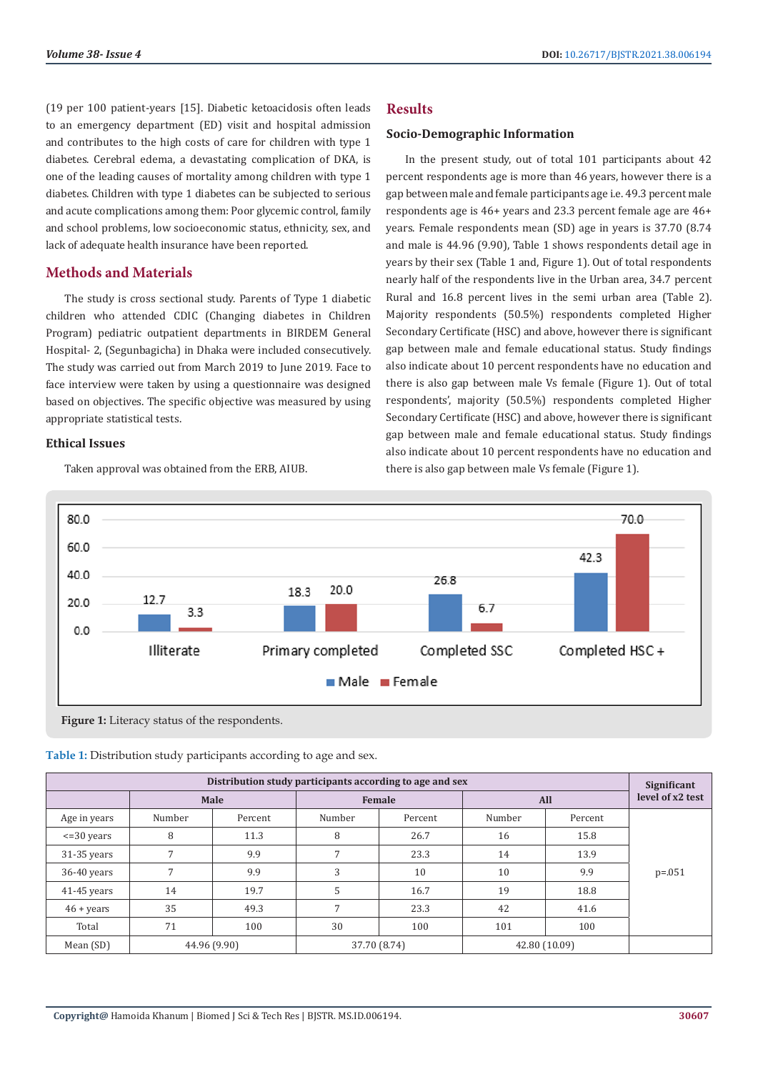(19 per 100 patient-years [15]. Diabetic ketoacidosis often leads to an emergency department (ED) visit and hospital admission and contributes to the high costs of care for children with type 1 diabetes. Cerebral edema, a devastating complication of DKA, is one of the leading causes of mortality among children with type 1 diabetes. Children with type 1 diabetes can be subjected to serious and acute complications among them: Poor glycemic control, family and school problems, low socioeconomic status, ethnicity, sex, and lack of adequate health insurance have been reported.

## Methods and Materials

The study is cross sectional study. Parents of Type 1 diabetic children who attended CDIC (Changing diabetes in Children Program) pediatric outpatient departments in BIRDEM General Hospital- 2, (Segunbagicha) in Dhaka were included consecutively. The study was carried out from March 2019 to June 2019. Face to face interview were taken by using a questionnaire was designed based on objectives. The specific objective was measured by using appropriate statistical tests.

### Ethical Issues

Taken approval was obtained from the ERB, AIUB.

## Results

### Socio-Demographic Information

In the present study, out of total 101 participants about 42 percent respondents age is more than 46 years, however there is a gap between male and female participants age i.e. 49.3 percent male respondents age is 46+ years and 23.3 percent female age are 46+ years. Female respondents mean (SD) age in years is 37.70 (8.74 and male is 44.96 (9.90), Table 1 shows respondents detail age in years by their sex (Table 1 and, Figure 1). Out of total respondents nearly half of the respondents live in the Urban area, 34.7 percent Rural and 16.8 percent lives in the semi urban area (Table 2). Majority respondents (50.5%) respondents completed Higher Secondary Certificate (HSC) and above, however there is significant gap between male and female educational status. Study findings also indicate about 10 percent respondents have no education and there is also gap between male Vs female (Figure 1). Out of total respondents', majority (50.5%) respondents completed Higher Secondary Certificate (HSC) and above, however there is significant gap between male and female educational status. Study findings also indicate about 10 percent respondents have no education and there is also gap between male Vs female (Figure 1).

**Figure 1:** Literacy status of the respondents.

**Table 1:** Distribution study participants according to age and sex.

| Distribution study participants according to age and sex | | | | | | | Significant level of x2 test |
|---|---|---|---|---|---|---|---|
| | Male | | Female | | All | | |
| Age in years | Number | Percent | Number | Percent | Number | Percent | |
| <=30 years | 8 | 11.3 | 8 | 26.7 | 16 | 15.8 | p=.051 |
| 31-35 years | 7 | 9.9 | 7 | 23.3 | 14 | 13.9 | |
| 36-40 years | 7 | 9.9 | 3 | 10 | 10 | 9.9 | |
| 41-45 years | 14 | 19.7 | 5 | 16.7 | 19 | 18.8 | |
| 46 + years | 35 | 49.3 | 7 | 23.3 | 42 | 41.6 | |
| Total | 71 | 100 | 30 | 100 | 101 | 100 | |
| Mean (SD) | 44.96 (9.90) | | 37.70 (8.74) | | 42.80 (10.09) | | |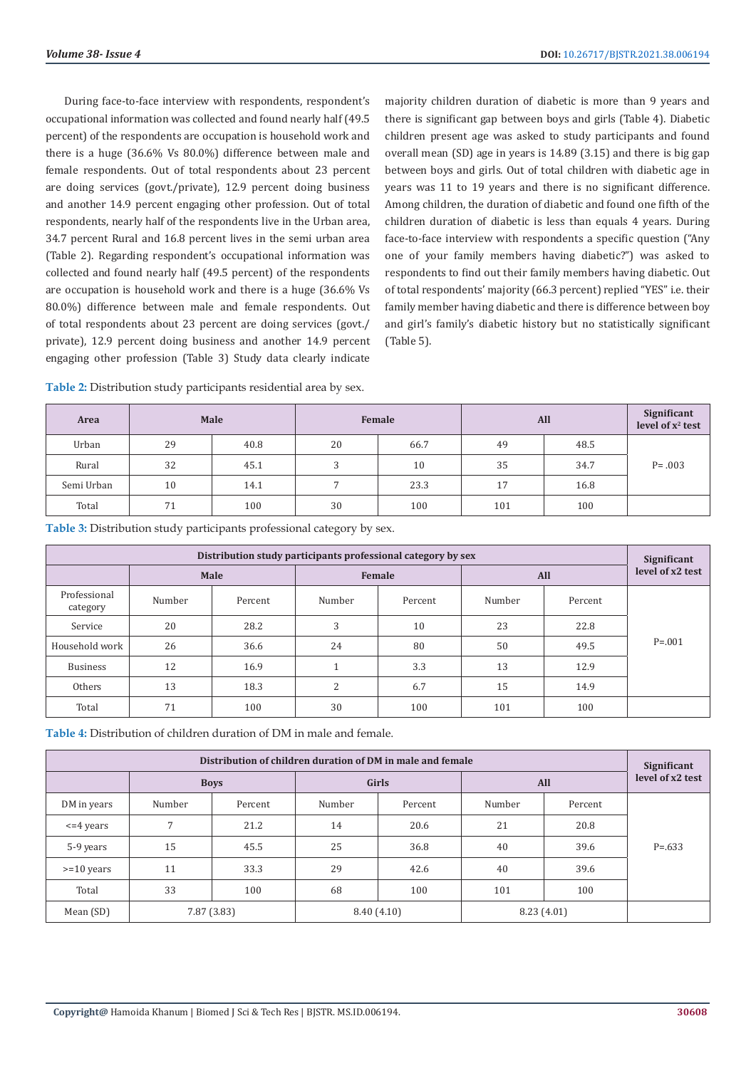During face-to-face interview with respondents, respondent's occupational information was collected and found nearly half (49.5 percent) of the respondents are occupation is household work and there is a huge (36.6% Vs 80.0%) difference between male and female respondents. Out of total respondents about 23 percent are doing services (govt./private), 12.9 percent doing business and another 14.9 percent engaging other profession. Out of total respondents, nearly half of the respondents live in the Urban area, 34.7 percent Rural and 16.8 percent lives in the semi urban area (Table 2). Regarding respondent's occupational information was collected and found nearly half (49.5 percent) of the respondents are occupation is household work and there is a huge (36.6% Vs 80.0%) difference between male and female respondents. Out of total respondents about 23 percent are doing services (govt./private), 12.9 percent doing business and another 14.9 percent engaging other profession (Table 3) Study data clearly indicate majority children duration of diabetic is more than 9 years and there is significant gap between boys and girls (Table 4). Diabetic children present age was asked to study participants and found overall mean (SD) age in years is 14.89 (3.15) and there is big gap between boys and girls. Out of total children with diabetic age in years was 11 to 19 years and there is no significant difference. Among children, the duration of diabetic and found one fifth of the children duration of diabetic is less than equals 4 years. During face-to-face interview with respondents a specific question ("Any one of your family members having diabetic?") was asked to respondents to find out their family members having diabetic. Out of total respondents' majority (66.3 percent) replied "YES" i.e. their family member having diabetic and there is difference between boy and girl's family's diabetic history but no statistically significant (Table 5).

**Table 2:** Distribution study participants residential area by sex.

| Area | Male | | Female | | All | | Significant level of $x^2$ test |
|---|---|---|---|---|---|---|---|
| Urban | 29 | 40.8 | 20 | 66.7 | 49 | 48.5 | P= .003 |
| Rural | 32 | 45.1 | 3 | 10 | 35 | 34.7 | |
| Semi Urban | 10 | 14.1 | 7 | 23.3 | 17 | 16.8 | |
| Total | 71 | 100 | 30 | 100 | 101 | 100 | |

**Table 3:** Distribution study participants professional category by sex.

| Distribution study participants professional category by sex | | | | | | | Significant level of x2 test |
|---|---|---|---|---|---|---|---|
| | Male | | Female | | All | | |
| Professional category | Number | Percent | Number | Percent | Number | Percent | P=.001 |
| Service | 20 | 28.2 | 3 | 10 | 23 | 22.8 | |
| Household work | 26 | 36.6 | 24 | 80 | 50 | 49.5 | |
| Business | 12 | 16.9 | 1 | 3.3 | 13 | 12.9 | |
| Others | 13 | 18.3 | 2 | 6.7 | 15 | 14.9 | |
| Total | 71 | 100 | 30 | 100 | 101 | 100 | |

**Table 4:** Distribution of children duration of DM in male and female.

| Distribution of children duration of DM in male and female | | | | | | | Significant level of x2 test |
|---|---|---|---|---|---|---|---|
| | Boys | | Girls | | All | | |
| DM in years | Number | Percent | Number | Percent | Number | Percent | P=.633 |
| <=4 years | 7 | 21.2 | 14 | 20.6 | 21 | 20.8 | |
| 5-9 years | 15 | 45.5 | 25 | 36.8 | 40 | 39.6 | |
| >=10 years | 11 | 33.3 | 29 | 42.6 | 40 | 39.6 | |
| Total | 33 | 100 | 68 | 100 | 101 | 100 | |
| Mean (SD) | 7.87 (3.83) | | 8.40 (4.10) | | 8.23 (4.01) | | |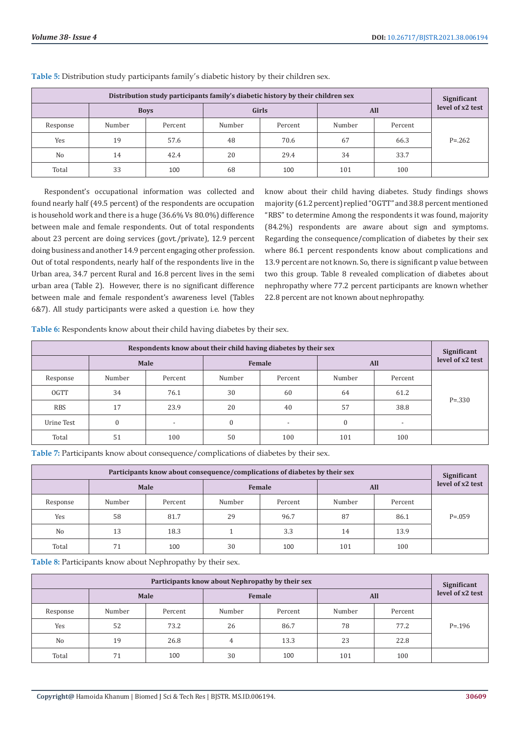**Table 5:** Distribution study participants family's diabetic history by their children sex.

| Distribution study participants family's diabetic history by their children sex | | | | | | | Significant level of x2 test |
|---|---|---|---|---|---|---|---|
| | Boys | | Girls | | All | | |
| Response | Number | Percent | Number | Percent | Number | Percent | P=.262 |
| Yes | 19 | 57.6 | 48 | 70.6 | 67 | 66.3 | |
| No | 14 | 42.4 | 20 | 29.4 | 34 | 33.7 | |
| Total | 33 | 100 | 68 | 100 | 101 | 100 | |

Respondent's occupational information was collected and found nearly half (49.5 percent) of the respondents are occupation is household work and there is a huge (36.6% Vs 80.0%) difference between male and female respondents. Out of total respondents about 23 percent are doing services (govt./private), 12.9 percent doing business and another 14.9 percent engaging other profession. Out of total respondents, nearly half of the respondents live in the Urban area, 34.7 percent Rural and 16.8 percent lives in the semi urban area (Table 2). However, there is no significant difference between male and female respondent's awareness level (Tables 6&7). All study participants were asked a question i.e. how they know about their child having diabetes. Study findings shows majority (61.2 percent) replied "OGTT" and 38.8 percent mentioned "RBS" to determine Among the respondents it was found, majority (84.2%) respondents are aware about sign and symptoms. Regarding the consequence/complication of diabetes by their sex where 86.1 percent respondents know about complications and 13.9 percent are not known. So, there is significant p value between two this group. Table 8 revealed complication of diabetes about nephropathy where 77.2 percent participants are known whether 22.8 percent are not known about nephropathy.

**Table 6:** Respondents know about their child having diabetes by their sex.

| Respondents know about their child having diabetes by their sex | | | | | | | Significant level of x2 test |
|---|---|---|---|---|---|---|---|
| | Male | | Female | | All | | |
| Response | Number | Percent | Number | Percent | Number | Percent | P=.330 |
| OGTT | 34 | 76.1 | 30 | 60 | 64 | 61.2 | |
| RBS | 17 | 23.9 | 20 | 40 | 57 | 38.8 | |
| Urine Test | 0 | - | 0 | - | 0 | - | |
| Total | 51 | 100 | 50 | 100 | 101 | 100 | |

**Table 7:** Participants know about consequence/complications of diabetes by their sex.

| Participants know about consequence/complications of diabetes by their sex | | | | | | | Significant level of x2 test |
|---|---|---|---|---|---|---|---|
| | Male | | Female | | All | | |
| Response | Number | Percent | Number | Percent | Number | Percent | P=.059 |
| Yes | 58 | 81.7 | 29 | 96.7 | 87 | 86.1 | |
| No | 13 | 18.3 | 1 | 3.3 | 14 | 13.9 | |
| Total | 71 | 100 | 30 | 100 | 101 | 100 | |

**Table 8:** Participants know about Nephropathy by their sex.

| Participants know about Nephropathy by their sex | | | | | | | Significant level of x2 test |
|---|---|---|---|---|---|---|---|
| | Male | | Female | | All | | |
| Response | Number | Percent | Number | Percent | Number | Percent | P=.196 |
| Yes | 52 | 73.2 | 26 | 86.7 | 78 | 77.2 | |
| No | 19 | 26.8 | 4 | 13.3 | 23 | 22.8 | |
| Total | 71 | 100 | 30 | 100 | 101 | 100 | |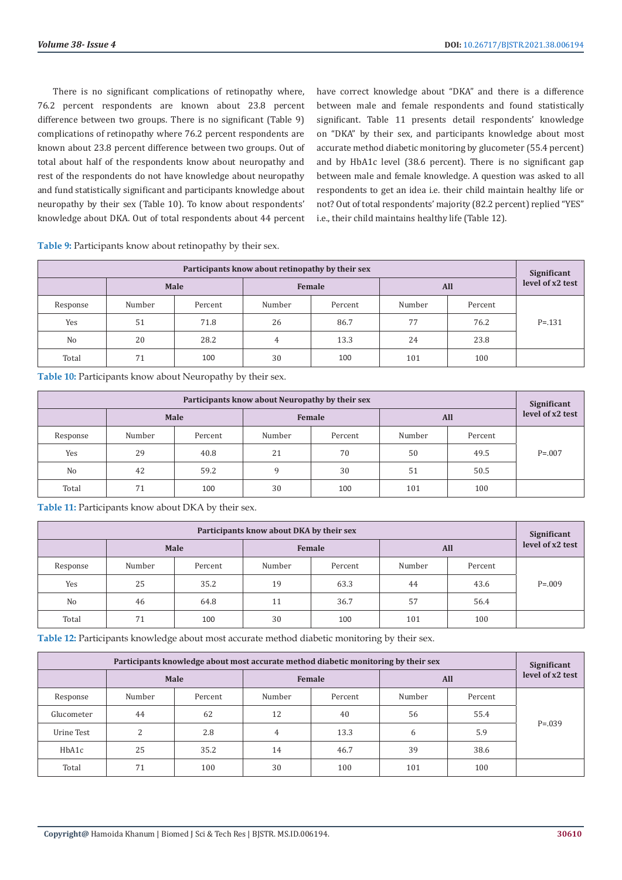There is no significant complications of retinopathy where, 76.2 percent respondents are known about 23.8 percent difference between two groups. There is no significant (Table 9) complications of retinopathy where 76.2 percent respondents are known about 23.8 percent difference between two groups. Out of total about half of the respondents know about neuropathy and rest of the respondents do not have knowledge about neuropathy and fund statistically significant and participants knowledge about neuropathy by their sex (Table 10). To know about respondents' knowledge about DKA. Out of total respondents about 44 percent have correct knowledge about "DKA" and there is a difference between male and female respondents and found statistically significant. Table 11 presents detail respondents' knowledge on "DKA" by their sex, and participants knowledge about most accurate method diabetic monitoring by glucometer (55.4 percent) and by HbA1c level (38.6 percent). There is no significant gap between male and female knowledge. A question was asked to all respondents to get an idea i.e. their child maintain healthy life or not? Out of total respondents' majority (82.2 percent) replied "YES" i.e., their child maintains healthy life (Table 12).

**Table 9:** Participants know about retinopathy by their sex.

| Participants know about retinopathy by their sex | | | | | | | Significant level of x2 test |
|---|---|---|---|---|---|---|---|
| | Male | | Female | | All | | |
| Response | Number | Percent | Number | Percent | Number | Percent | |
| Yes | 51 | 71.8 | 26 | 86.7 | 77 | 76.2 | P=.131 |
| No | 20 | 28.2 | 4 | 13.3 | 24 | 23.8 | |
| Total | 71 | 100 | 30 | 100 | 101 | 100 | |

**Table 10:** Participants know about Neuropathy by their sex.

| Participants know about Neuropathy by their sex | | | | | | | Significant level of x2 test |
|---|---|---|---|---|---|---|---|
| | Male | | Female | | All | | |
| Response | Number | Percent | Number | Percent | Number | Percent | |
| Yes | 29 | 40.8 | 21 | 70 | 50 | 49.5 | P=.007 |
| No | 42 | 59.2 | 9 | 30 | 51 | 50.5 | |
| Total | 71 | 100 | 30 | 100 | 101 | 100 | |

**Table 11:** Participants know about DKA by their sex.

| Participants know about DKA by their sex | | | | | | | Significant level of x2 test |
|---|---|---|---|---|---|---|---|
| | Male | | Female | | All | | |
| Response | Number | Percent | Number | Percent | Number | Percent | |
| Yes | 25 | 35.2 | 19 | 63.3 | 44 | 43.6 | P=.009 |
| No | 46 | 64.8 | 11 | 36.7 | 57 | 56.4 | |
| Total | 71 | 100 | 30 | 100 | 101 | 100 | |

**Table 12:** Participants knowledge about most accurate method diabetic monitoring by their sex.

| Participants knowledge about most accurate method diabetic monitoring by their sex | | | | | | | Significant level of x2 test |
|---|---|---|---|---|---|---|---|
| | Male | | Female | | All | | |
| Response | Number | Percent | Number | Percent | Number | Percent | |
| Glucometer | 44 | 62 | 12 | 40 | 56 | 55.4 | P=.039 |
| Urine Test | 2 | 2.8 | 4 | 13.3 | 6 | 5.9 | |
| HbA1c | 25 | 35.2 | 14 | 46.7 | 39 | 38.6 | |
| Total | 71 | 100 | 30 | 100 | 101 | 100 | |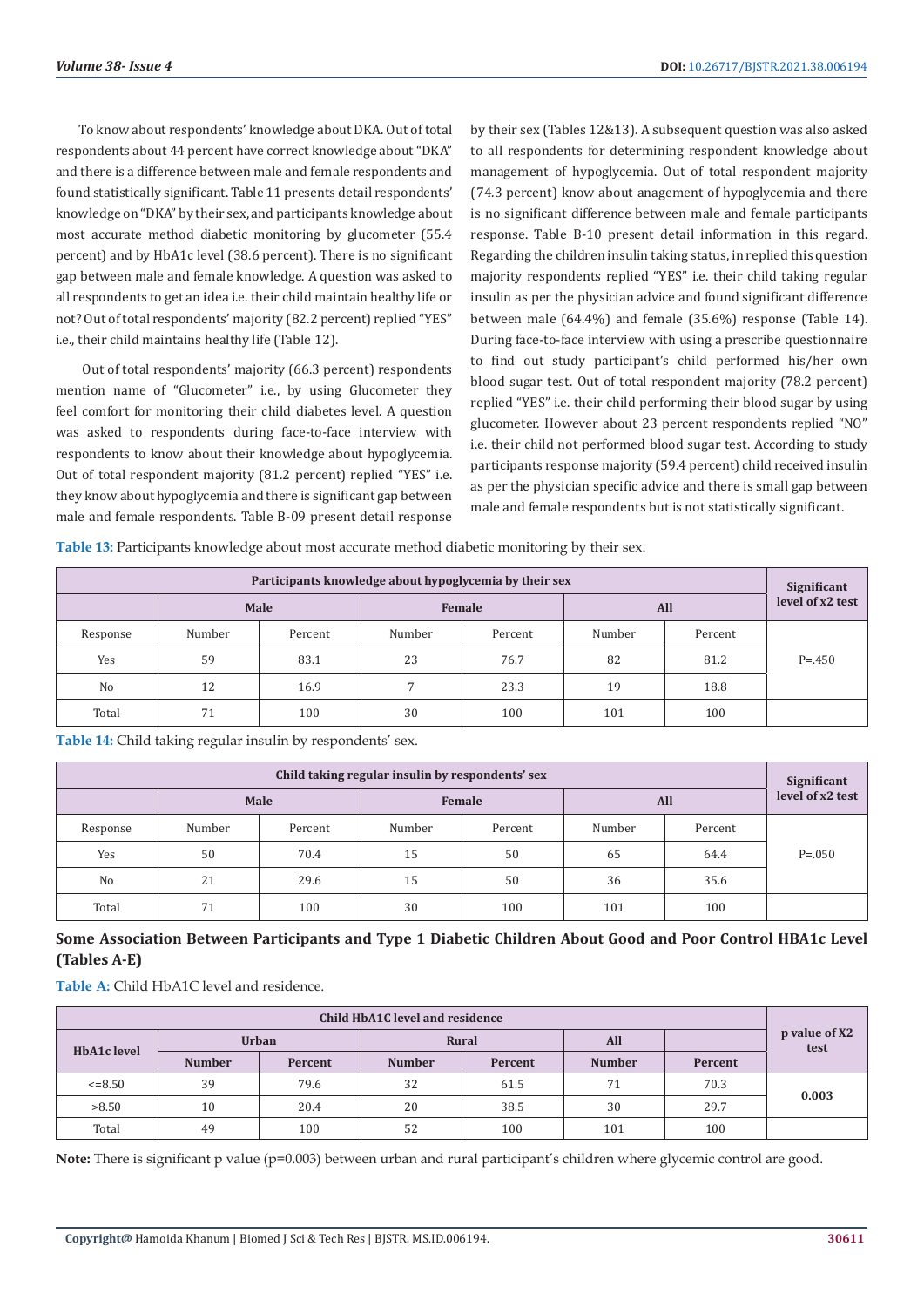To know about respondents' knowledge about DKA. Out of total respondents about 44 percent have correct knowledge about "DKA" and there is a difference between male and female respondents and found statistically significant. Table 11 presents detail respondents' knowledge on "DKA" by their sex, and participants knowledge about most accurate method diabetic monitoring by glucometer (55.4 percent) and by HbA1c level (38.6 percent). There is no significant gap between male and female knowledge. A question was asked to all respondents to get an idea i.e. their child maintain healthy life or not? Out of total respondents' majority (82.2 percent) replied "YES" i.e., their child maintains healthy life (Table 12).

Out of total respondents' majority (66.3 percent) respondents mention name of "Glucometer" i.e., by using Glucometer they feel comfort for monitoring their child diabetes level. A question was asked to respondents during face-to-face interview with respondents to know about their knowledge about hypoglycemia. Out of total respondent majority (81.2 percent) replied "YES" i.e. they know about hypoglycemia and there is significant gap between male and female respondents. Table B-09 present detail response by their sex (Tables 12&13). A subsequent question was also asked to all respondents for determining respondent knowledge about management of hypoglycemia. Out of total respondent majority (74.3 percent) know about anagement of hypoglycemia and there is no significant difference between male and female participants response. Table B-10 present detail information in this regard. Regarding the children insulin taking status, in replied this question majority respondents replied "YES" i.e. their child taking regular insulin as per the physician advice and found significant difference between male (64.4%) and female (35.6%) response (Table 14). During face-to-face interview with using a prescribe questionnaire to find out study participant's child performed his/her own blood sugar test. Out of total respondent majority (78.2 percent) replied "YES" i.e. their child performing their blood sugar by using glucometer. However about 23 percent respondents replied "NO" i.e. their child not performed blood sugar test. According to study participants response majority (59.4 percent) child received insulin as per the physician specific advice and there is small gap between male and female respondents but is not statistically significant.

**Table 13:** Participants knowledge about most accurate method diabetic monitoring by their sex.

| Participants knowledge about hypoglycemia by their sex | | | | | | | Significant level of x2 test |
|---|---|---|---|---|---|---|---|
| | Male | | Female | | All | | |
| Response | Number | Percent | Number | Percent | Number | Percent | |
| Yes | 59 | 83.1 | 23 | 76.7 | 82 | 81.2 | P=.450 |
| No | 12 | 16.9 | 7 | 23.3 | 19 | 18.8 | |
| Total | 71 | 100 | 30 | 100 | 101 | 100 | |

**Table 14:** Child taking regular insulin by respondents' sex.

| Child taking regular insulin by respondents' sex | | | | | | | Significant level of x2 test |
|---|---|---|---|---|---|---|---|
| | Male | | Female | | All | | |
| Response | Number | Percent | Number | Percent | Number | Percent | |
| Yes | 50 | 70.4 | 15 | 50 | 65 | 64.4 | P=.050 |
| No | 21 | 29.6 | 15 | 50 | 36 | 35.6 | |
| Total | 71 | 100 | 30 | 100 | 101 | 100 | |

### Some Association Between Participants and Type 1 Diabetic Children About Good and Poor Control HBA1c Level (Tables A-E)

**Table A:** Child HbA1C level and residence.

| Child HbA1C level and residence | | | | | | | p value of X2 test |
|---|---|---|---|---|---|---|---|
| HbA1c level | Urban | | Rural | | All | | |
| | Number | Percent | Number | Percent | Number | Percent | |
| <=8.50 | 39 | 79.6 | 32 | 61.5 | 71 | 70.3 | 0.003 |
| >8.50 | 10 | 20.4 | 20 | 38.5 | 30 | 29.7 | |
| Total | 49 | 100 | 52 | 100 | 101 | 100 | |

**Note:** There is significant p value (p=0.003) between urban and rural participant's children where glycemic control are good.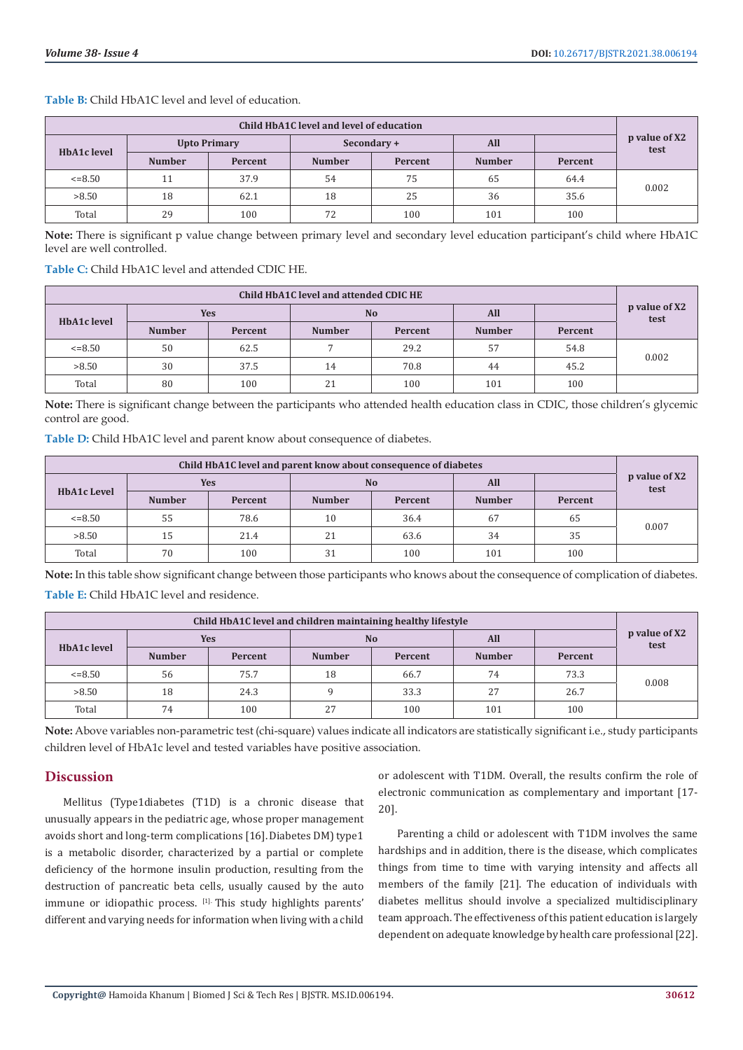**Table B:** Child HbA1C level and level of education.

| Child HbA1C level and level of education | | | | | | | |
|---|---|---|---|---|---|---|---|
| HbA1c level | Upto Primary | | Secondary + | | All | | p value of X2 test |
| | Number | Percent | Number | Percent | Number | Percent | |
| <=8.50 | 11 | 37.9 | 54 | 75 | 65 | 64.4 | 0.002 |
| >8.50 | 18 | 62.1 | 18 | 25 | 36 | 35.6 | |
| Total | 29 | 100 | 72 | 100 | 101 | 100 | |

**Note:** There is significant p value change between primary level and secondary level education participant's child where HbA1C level are well controlled.

**Table C:** Child HbA1C level and attended CDIC HE.

| Child HbA1C level and attended CDIC HE | | | | | | | |
|---|---|---|---|---|---|---|---|
| HbA1c level | Yes | | No | | All | | p value of X2 test |
| | Number | Percent | Number | Percent | Number | Percent | |
| <=8.50 | 50 | 62.5 | 7 | 29.2 | 57 | 54.8 | 0.002 |
| >8.50 | 30 | 37.5 | 14 | 70.8 | 44 | 45.2 | |
| Total | 80 | 100 | 21 | 100 | 101 | 100 | |

**Note:** There is significant change between the participants who attended health education class in CDIC, those children's glycemic control are good.

**Table D:** Child HbA1C level and parent know about consequence of diabetes.

| Child HbA1C level and parent know about consequence of diabetes | | | | | | | |
|---|---|---|---|---|---|---|---|
| HbA1c Level | Yes | | No | | All | | p value of X2 test |
| | Number | Percent | Number | Percent | Number | Percent | |
| <=8.50 | 55 | 78.6 | 10 | 36.4 | 67 | 65 | 0.007 |
| >8.50 | 15 | 21.4 | 21 | 63.6 | 34 | 35 | |
| Total | 70 | 100 | 31 | 100 | 101 | 100 | |

**Note:** In this table show significant change between those participants who knows about the consequence of complication of diabetes.

**Table E:** Child HbA1C level and residence.

| Child HbA1C level and children maintaining healthy lifestyle | | | | | | | |
|---|---|---|---|---|---|---|---|
| HbA1c level | Yes | | No | | All | | p value of X2 test |
| | Number | Percent | Number | Percent | Number | Percent | |
| <=8.50 | 56 | 75.7 | 18 | 66.7 | 74 | 73.3 | 0.008 |
| >8.50 | 18 | 24.3 | 9 | 33.3 | 27 | 26.7 | |
| Total | 74 | 100 | 27 | 100 | 101 | 100 | |

**Note:** Above variables non-parametric test (chi-square) values indicate all indicators are statistically significant i.e., study participants children level of HbA1c level and tested variables have positive association.

## Discussion

Mellitus (Type1diabetes (T1D) is a chronic disease that unusually appears in the pediatric age, whose proper management avoids short and long-term complications [16]. Diabetes DM) type1 is a metabolic disorder, characterized by a partial or complete deficiency of the hormone insulin production, resulting from the destruction of pancreatic beta cells, usually caused by the auto immune or idiopathic process. [1]. This study highlights parents' different and varying needs for information when living with a child or adolescent with T1DM. Overall, the results confirm the role of electronic communication as complementary and important [17-20].

Parenting a child or adolescent with T1DM involves the same hardships and in addition, there is the disease, which complicates things from time to time with varying intensity and affects all members of the family [21]. The education of individuals with diabetes mellitus should involve a specialized multidisciplinary team approach. The effectiveness of this patient education is largely dependent on adequate knowledge by health care professional [22].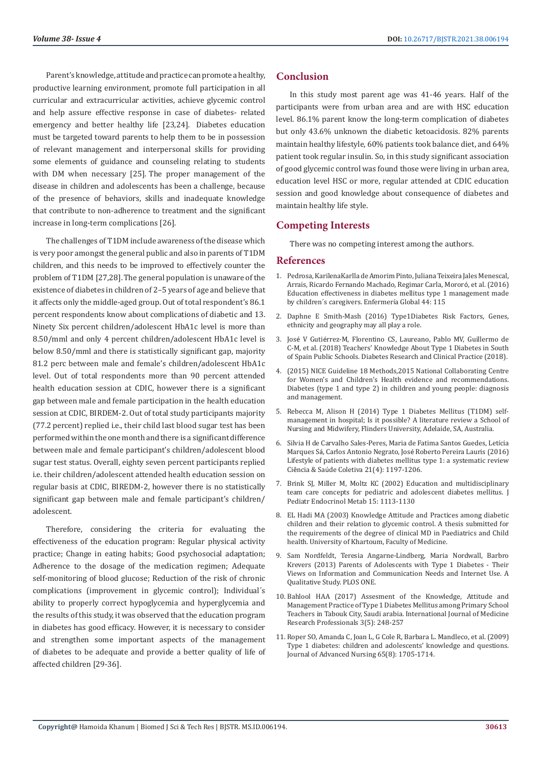Parent's knowledge, attitude and practice can promote a healthy, productive learning environment, promote full participation in all curricular and extracurricular activities, achieve glycemic control and help assure effective response in case of diabetes- related emergency and better healthy life [23,24]. Diabetes education must be targeted toward parents to help them to be in possession of relevant management and interpersonal skills for providing some elements of guidance and counseling relating to students with DM when necessary [25]. The proper management of the disease in children and adolescents has been a challenge, because of the presence of behaviors, skills and inadequate knowledge that contribute to non-adherence to treatment and the significant increase in long-term complications [26].

The challenges of T1DM include awareness of the disease which is very poor amongst the general public and also in parents of T1DM children, and this needs to be improved to effectively counter the problem of T1DM [27,28]. The general population is unaware of the existence of diabetes in children of 2–5 years of age and believe that it affects only the middle-aged group. Out of total respondent's 86.1 percent respondents know about complications of diabetic and 13. Ninety Six percent children/adolescent HbA1c level is more than 8.50/mml and only 4 percent children/adolescent HbA1c level is below 8.50/mml and there is statistically significant gap, majority 81.2 perc between male and female's children/adolescent HbA1c level. Out of total respondents more than 90 percent attended health education session at CDIC, however there is a significant gap between male and female participation in the health education session at CDIC, BIRDEM-2. Out of total study participants majority (77.2 percent) replied i.e., their child last blood sugar test has been performed within the one month and there is a significant difference between male and female participant's children/adolescent blood sugar test status. Overall, eighty seven percent participants replied i.e. their children/adolescent attended health education session on regular basis at CDIC, BIREDM-2, however there is no statistically significant gap between male and female participant's children/adolescent.

Therefore, considering the criteria for evaluating the effectiveness of the education program: Regular physical activity practice; Change in eating habits; Good psychosocial adaptation; Adherence to the dosage of the medication regimen; Adequate self-monitoring of blood glucose; Reduction of the risk of chronic complications (improvement in glycemic control); Individual´s ability to properly correct hypoglycemia and hyperglycemia and the results of this study, it was observed that the education program in diabetes has good efficacy. However, it is necessary to consider and strengthen some important aspects of the management of diabetes to be adequate and provide a better quality of life of affected children [29-36].

## Conclusion

In this study most parent age was 41-46 years. Half of the participants were from urban area and are with HSC education level. 86.1% parent know the long-term complication of diabetes but only 43.6% unknown the diabetic ketoacidosis. 82% parents maintain healthy lifestyle, 60% patients took balance diet, and 64% patient took regular insulin. So, in this study significant association of good glycemic control was found those were living in urban area, education level HSC or more, regular attended at CDIC education session and good knowledge about consequence of diabetes and maintain healthy life style.

## Competing Interests

There was no competing interest among the authors.

## References

1. Pedrosa, KarilenaKarlla de Amorim Pinto, Juliana Teixeira Jales Menescal, Arrais, Ricardo Fernando Machado, Regimar Carla, Mororó, et al. (2016) Education effectiveness in diabetes mellitus type 1 management made by children´s caregivers. Enfermería Global 44: 115
2. Daphne E Smith-Mash (2016) Type1Diabetes Risk Factors, Genes, ethnicity and geography may all play a role.
3. José V Gutiérrez-M, Florentino CS, Laureano, Pablo MV, Guillermo de C-M, et al. (2018) Teachers' Knowledge About Type 1 Diabetes in South of Spain Public Schools. Diabetes Research and Clinical Practice (2018).
4. (2015) NICE Guideline 18 Methods,2015 National Collaborating Centre for Women's and Children's Health evidence and recommendations. Diabetes (type 1 and type 2) in children and young people: diagnosis and management.
5. Rebecca M, Alison H (2014) Type 1 Diabetes Mellitus (T1DM) self-management in hospital; Is it possible? A literature review a School of Nursing and Midwifery, Flinders University, Adelaide, SA, Australia.
6. Silvia H de Carvalho Sales-Peres, Maria de Fatima Santos Guedes, Letícia Marques Sá, Carlos Antonio Negrato, José Roberto Pereira Lauris (2016) Lifestyle of patients with diabetes mellitus type 1: a systematic review Ciência & Saúde Coletiva 21(4): 1197-1206.
7. Brink SJ, Miller M, Moltz KC (2002) Education and multidisciplinary team care concepts for pediatric and adolescent diabetes mellitus. J Pediatr Endocrinol Metab 15: 1113-1130
8. EL Hadi MA (2003) Knowledge Attitude and Practices among diabetic children and their relation to glycemic control. A thesis submitted for the requirements of the degree of clinical MD in Paediatrics and Child health. University of Khartoum, Faculty of Medicine.
9. Sam Nordfeldt, Teresia Angarne-Lindberg, Maria Nordwall, Barbro Krevers (2013) Parents of Adolescents with Type 1 Diabetes - Their Views on Information and Communication Needs and Internet Use. A Qualitative Study. PLOS ONE.
10. Bahlool HAA (2017) Assesment of the Knowledge, Attitude and Management Practice of Type 1 Diabetes Mellitus among Primary School Teachers in Tabouk City, Saudi arabia. International Journal of Medicine Research Professionals 3(5): 248-257
11. Roper SO, Amanda C, Joan L, G Cole R, Barbara L. Mandleco, et al. (2009) Type 1 diabetes: children and adolescents' knowledge and questions. Journal of Advanced Nursing 65(8): 1705-1714.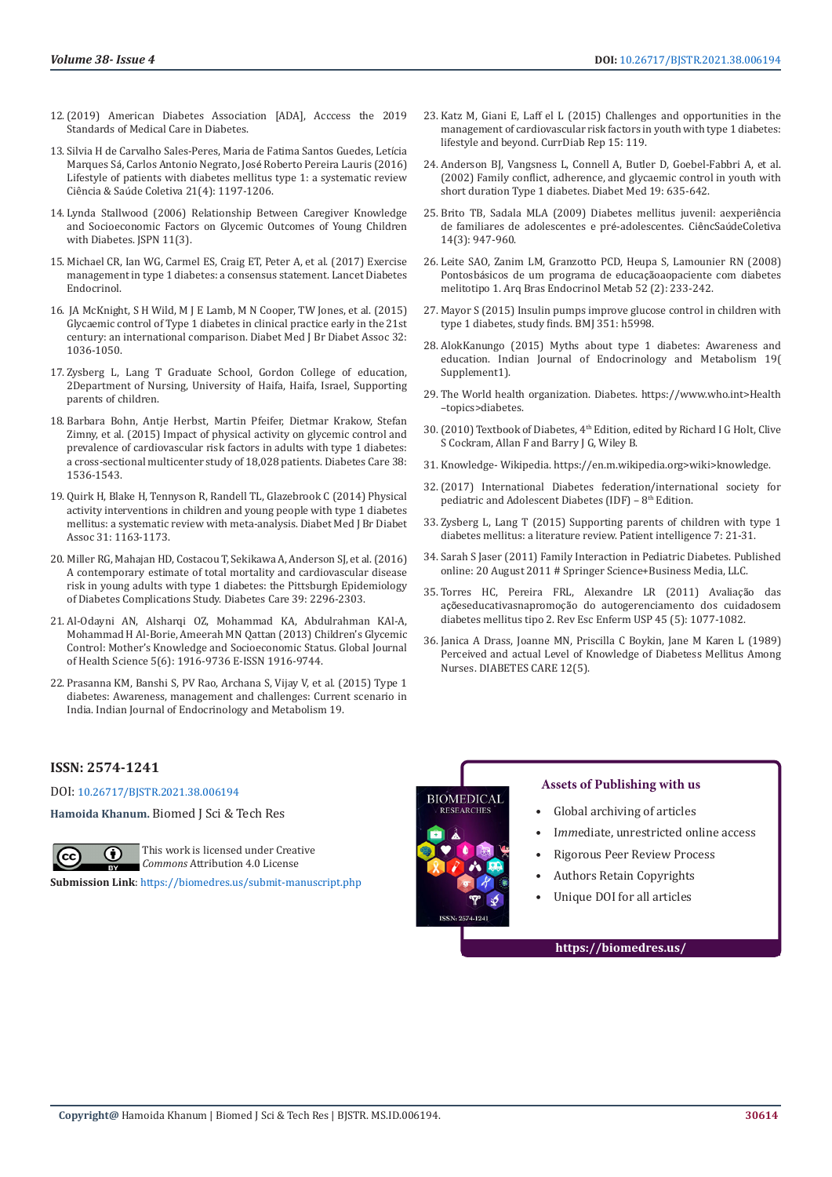12. (2019) American Diabetes Association [ADA], Acccess the 2019 Standards of Medical Care in Diabetes.

13. Silvia H de Carvalho Sales-Peres, Maria de Fatima Santos Guedes, Letícia Marques Sá, Carlos Antonio Negrato, José Roberto Pereira Lauris (2016) Lifestyle of patients with diabetes mellitus type 1: a systematic review Ciência & Saúde Coletiva 21(4): 1197-1206.

14. Lynda Stallwood (2006) Relationship Between Caregiver Knowledge and Socioeconomic Factors on Glycemic Outcomes of Young Children with Diabetes. JSPN 11(3).

15. Michael CR, Ian WG, Carmel ES, Craig ET, Peter A, et al. (2017) Exercise management in type 1 diabetes: a consensus statement. Lancet Diabetes Endocrinol.

16. JA McKnight, S H Wild, M J E Lamb, M N Cooper, TW Jones, et al. (2015) Glycaemic control of Type 1 diabetes in clinical practice early in the 21st century: an international comparison. Diabet Med J Br Diabet Assoc 32: 1036-1050.

17. Zysberg L, Lang T Graduate School, Gordon College of education, 2Department of Nursing, University of Haifa, Haifa, Israel, Supporting parents of children.

18. Barbara Bohn, Antje Herbst, Martin Pfeifer, Dietmar Krakow, Stefan Zimny, et al. (2015) Impact of physical activity on glycemic control and prevalence of cardiovascular risk factors in adults with type 1 diabetes: a cross-sectional multicenter study of 18,028 patients. Diabetes Care 38: 1536-1543.

19. Quirk H, Blake H, Tennyson R, Randell TL, Glazebrook C (2014) Physical activity interventions in children and young people with type 1 diabetes mellitus: a systematic review with meta-analysis. Diabet Med J Br Diabet Assoc 31: 1163-1173.

20. Miller RG, Mahajan HD, Costacou T, Sekikawa A, Anderson SJ, et al. (2016) A contemporary estimate of total mortality and cardiovascular disease risk in young adults with type 1 diabetes: the Pittsburgh Epidemiology of Diabetes Complications Study. Diabetes Care 39: 2296-2303.

21. Al-Odayni AN, Alsharqi OZ, Mohammad KA, Abdulrahman KAl-A, Mohammad H Al-Borie, Ameerah MN Qattan (2013) Children's Glycemic Control: Mother's Knowledge and Socioeconomic Status. Global Journal of Health Science 5(6): 1916-9736 E-ISSN 1916-9744.

22. Prasanna KM, Banshi S, PV Rao, Archana S, Vijay V, et al. (2015) Type 1 diabetes: Awareness, management and challenges: Current scenario in India. Indian Journal of Endocrinology and Metabolism 19.

23. Katz M, Giani E, Laff el L (2015) Challenges and opportunities in the management of cardiovascular risk factors in youth with type 1 diabetes: lifestyle and beyond. CurrDiab Rep 15: 119.

24. Anderson BJ, Vangsness L, Connell A, Butler D, Goebel-Fabbri A, et al. (2002) Family conflict, adherence, and glycaemic control in youth with short duration Type 1 diabetes. Diabet Med 19: 635-642.

25. Brito TB, Sadala MLA (2009) Diabetes mellitus juvenil: aexperiência de familiares de adolescentes e pré-adolescentes. CiêncSaúdeColetiva 14(3): 947-960.

26. Leite SAO, Zanim LM, Granzotto PCD, Heupa S, Lamounier RN (2008) Pontosbásicos de um programa de educaçãoaopaciente com diabetes melitotipo 1. Arq Bras Endocrinol Metab 52 (2): 233-242.

27. Mayor S (2015) Insulin pumps improve glucose control in children with type 1 diabetes, study finds. BMJ 351: h5998.

28. AlokKanungo (2015) Myths about type 1 diabetes: Awareness and education. Indian Journal of Endocrinology and Metabolism 19( Supplement1).

29. The World health organization. Diabetes. https://www.who.int>Health –topics>diabetes.

30. (2010) Textbook of Diabetes, 4th Edition, edited by Richard I G Holt, Clive S Cockram, Allan F and Barry J G, Wiley B.

31. Knowledge- Wikipedia. https://en.m.wikipedia.org>wiki>knowledge.

32. (2017) International Diabetes federation/international society for pediatric and Adolescent Diabetes (IDF) – 8th Edition.

33. Zysberg L, Lang T (2015) Supporting parents of children with type 1 diabetes mellitus: a literature review. Patient intelligence 7: 21-31.

34. Sarah S Jaser (2011) Family Interaction in Pediatric Diabetes. Published online: 20 August 2011 # Springer Science+Business Media, LLC.

35. Torres HC, Pereira FRL, Alexandre LR (2011) Avaliação das açõeseducativasnapromoção do autogerenciamento dos cuidadosem diabetes mellitus tipo 2. Rev Esc Enferm USP 45 (5): 1077-1082.

36. Janica A Drass, Joanne MN, Priscilla C Boykin, Jane M Karen L (1989) Perceived and actual Level of Knowledge of Diabetess Mellitus Among Nurses. DIABETES CARE 12(5).

**ISSN: 2574-1241**

DOI: 10.26717/BJSTR.2021.38.006194

**Hamoida Khanum.** Biomed J Sci & Tech Res

This work is licensed under Creative *Commons* Attribution 4.0 License

**Submission Link**: https://biomedres.us/submit-manuscript.php

**Assets of Publishing with us**

- Global archiving of articles
- Immediate, unrestricted online access
- Rigorous Peer Review Process
- Authors Retain Copyrights
- Unique DOI for all articles

**https://biomedres.us/**